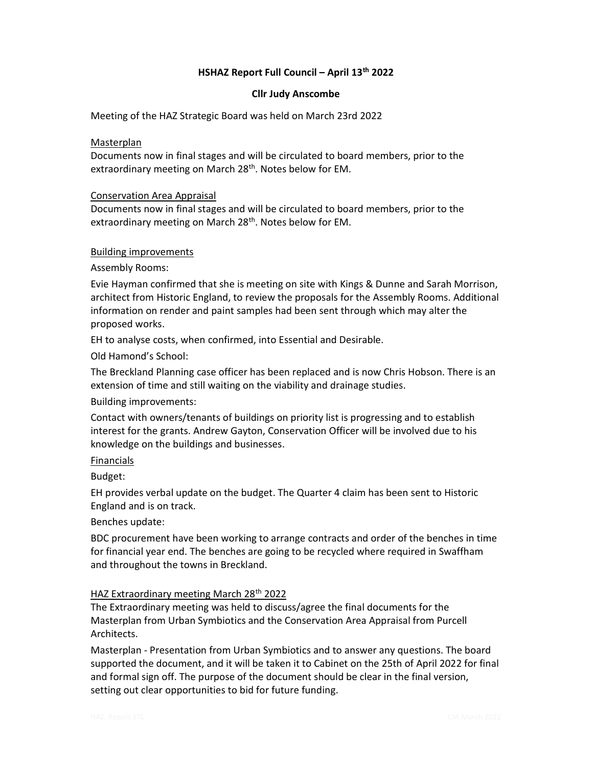# HSHAZ Report Full Council – April 13th 2022

**Cllr Judy Anscombe**

Meeting of the HAZ Strategic Board was held on March 23rd 2022

## Masterplan

Documents now in final stages and will be circulated to board members, prior to the extraordinary meeting on March 28th. Notes below for EM.

## Conservation Area Appraisal

Documents now in final stages and will be circulated to board members, prior to the extraordinary meeting on March 28th. Notes below for EM.

## Building improvements

Assembly Rooms:

Evie Hayman confirmed that she is meeting on site with Kings & Dunne and Sarah Morrison, architect from Historic England, to review the proposals for the Assembly Rooms. Additional information on render and paint samples had been sent through which may alter the proposed works.

EH to analyse costs, when confirmed, into Essential and Desirable.

Old Hamond's School:

The Breckland Planning case officer has been replaced and is now Chris Hobson. There is an extension of time and still waiting on the viability and drainage studies.

Building improvements:

Contact with owners/tenants of buildings on priority list is progressing and to establish interest for the grants. Andrew Gayton, Conservation Officer will be involved due to his knowledge on the buildings and businesses.

## Financials

Budget:

EH provides verbal update on the budget. The Quarter 4 claim has been sent to Historic England and is on track.

Benches update:

BDC procurement have been working to arrange contracts and order of the benches in time for financial year end. The benches are going to be recycled where required in Swaffham and throughout the towns in Breckland.

## HAZ Extraordinary meeting March 28th 2022

The Extraordinary meeting was held to discuss/agree the final documents for the Masterplan from Urban Symbiotics and the Conservation Area Appraisal from Purcell Architects.

Masterplan - Presentation from Urban Symbiotics and to answer any questions. The board supported the document, and it will be taken it to Cabinet on the 25th of April 2022 for final and formal sign off. The purpose of the document should be clear in the final version, setting out clear opportunities to bid for future funding.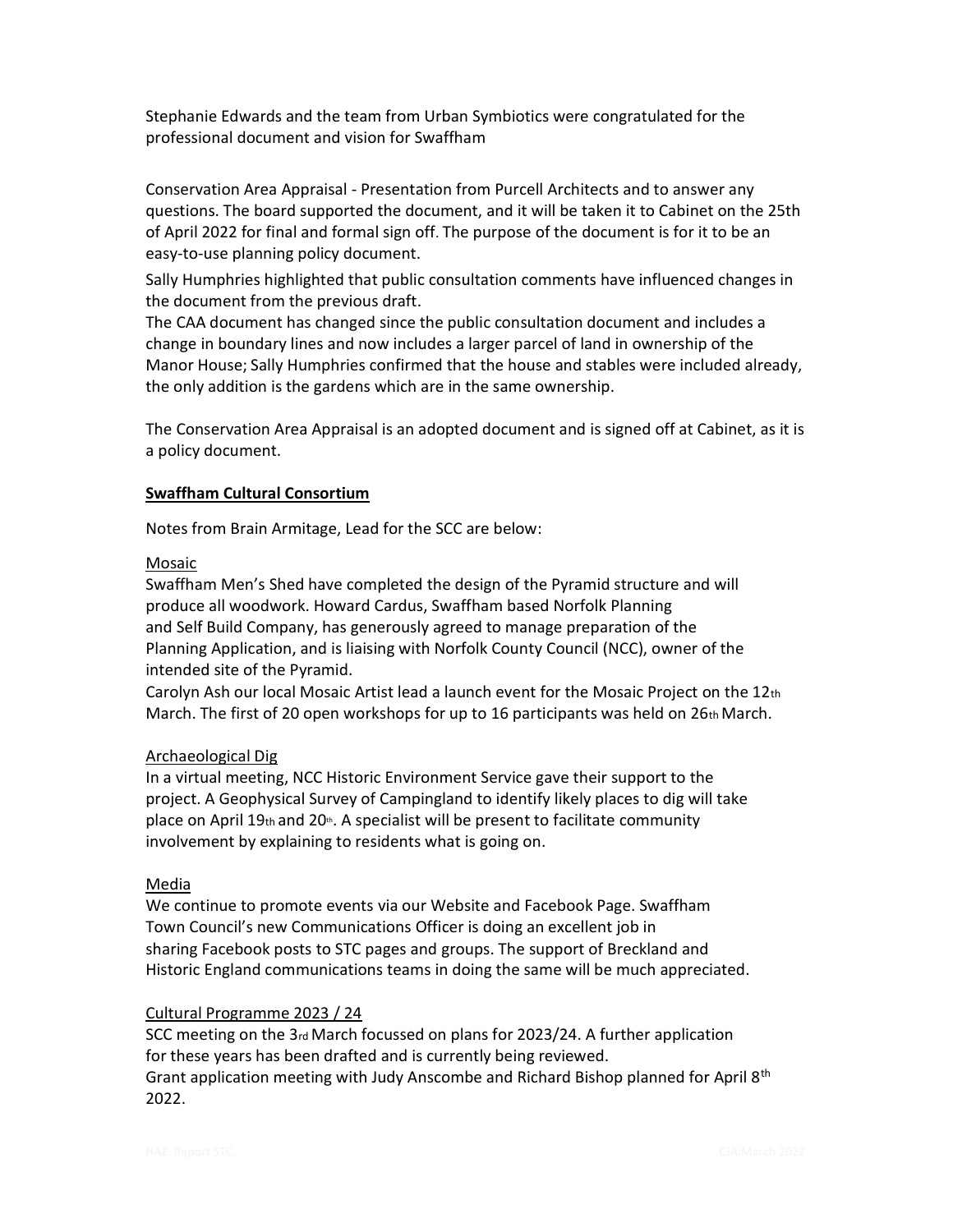Stephanie Edwards and the team from Urban Symbiotics were congratulated for the professional document and vision for Swaffham

Conservation Area Appraisal - Presentation from Purcell Architects and to answer any questions. The board supported the document, and it will be taken it to Cabinet on the 25th of April 2022 for final and formal sign off. The purpose of the document is for it to be an easy-to-use planning policy document.

Sally Humphries highlighted that public consultation comments have influenced changes in the document from the previous draft.

The CAA document has changed since the public consultation document and includes a change in boundary lines and now includes a larger parcel of land in ownership of the Manor House; Sally Humphries confirmed that the house and stables were included already, the only addition is the gardens which are in the same ownership.

The Conservation Area Appraisal is an adopted document and is signed off at Cabinet, as it is a policy document.

**Swaffham Cultural Consortium**

Notes from Brain Armitage, Lead for the SCC are below:

Mosaic

Swaffham Men's Shed have completed the design of the Pyramid structure and will produce all woodwork. Howard Cardus, Swaffham based Norfolk Planning and Self Build Company, has generously agreed to manage preparation of the Planning Application, and is liaising with Norfolk County Council (NCC), owner of the intended site of the Pyramid.

Carolyn Ash our local Mosaic Artist lead a launch event for the Mosaic Project on the 12th March. The first of 20 open workshops for up to 16 participants was held on 26th March.

Archaeological Dig

In a virtual meeting, NCC Historic Environment Service gave their support to the project. A Geophysical Survey of Campingland to identify likely places to dig will take place on April 19th and 20th. A specialist will be present to facilitate community involvement by explaining to residents what is going on.

Media

We continue to promote events via our Website and Facebook Page. Swaffham Town Council's new Communications Officer is doing an excellent job in sharing Facebook posts to STC pages and groups. The support of Breckland and Historic England communications teams in doing the same will be much appreciated.

Cultural Programme 2023 / 24

SCC meeting on the 3rd March focussed on plans for 2023/24. A further application for these years has been drafted and is currently being reviewed.

Grant application meeting with Judy Anscombe and Richard Bishop planned for April 8th 2022.